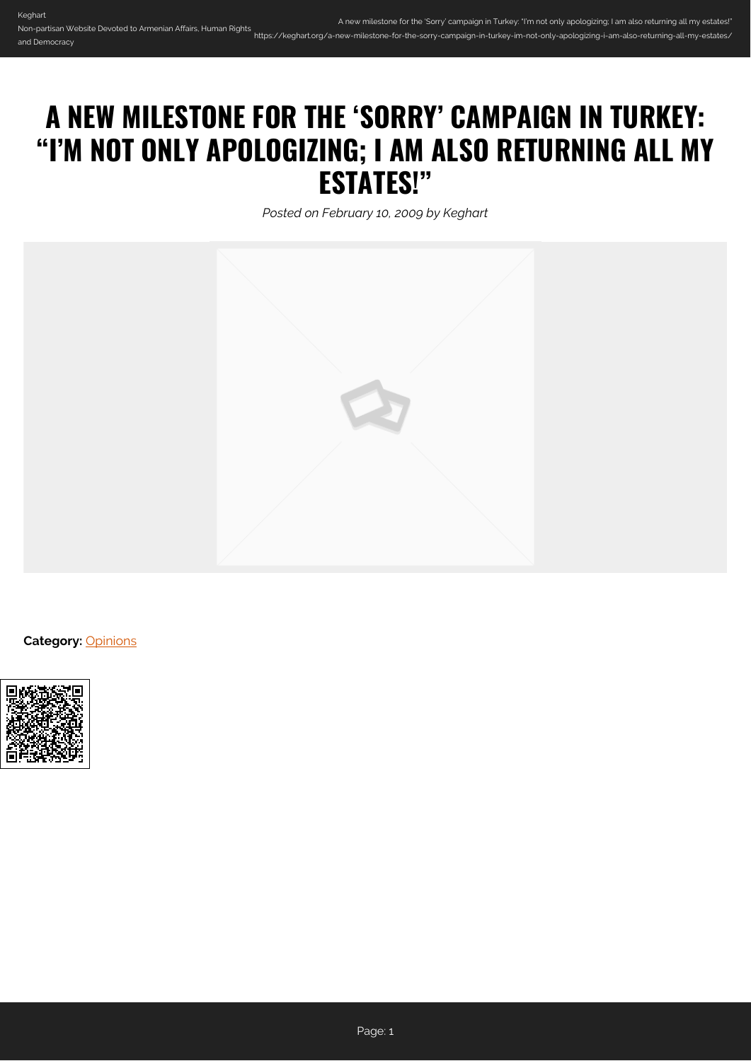# A NEW MILESTONE FOR THE 'SORRY' CAMPAIGN IN TURKEY: "I'M NOT ONLY APOLOGIZING; I AM ALSO RETURNING ALL MY ESTATES!"

*Posted on February 10, 2009 by Keghart*

**Category:** Opinions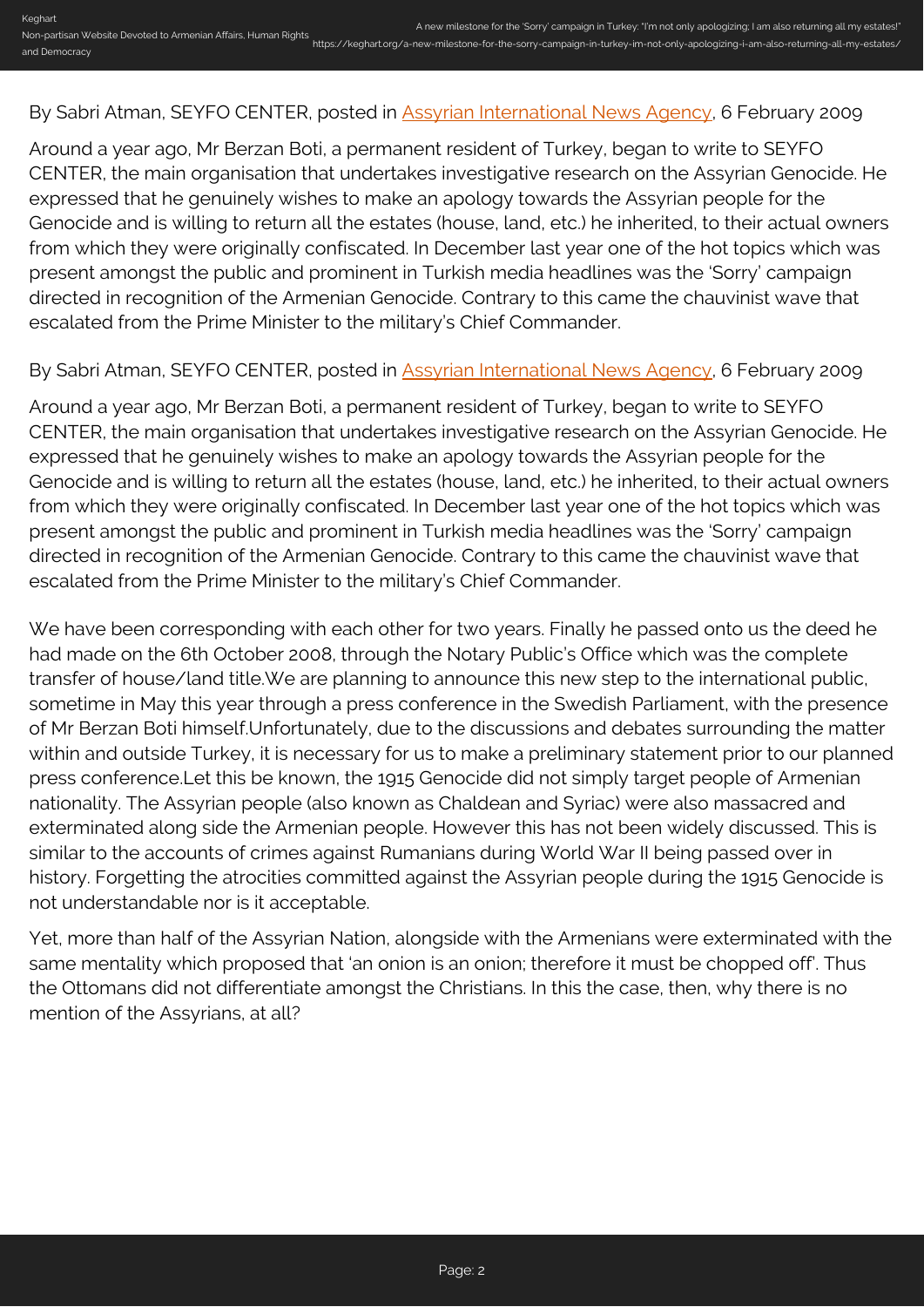By Sabri Atman, SEYFO CENTER, posted in [Assyrian International News Agency](), 6 February 2009

Around a year ago, Mr Berzan Boti, a permanent resident of Turkey, began to write to SEYFO CENTER, the main organisation that undertakes investigative research on the Assyrian Genocide. He expressed that he genuinely wishes to make an apology towards the Assyrian people for the Genocide and is willing to return all the estates (house, land, etc.) he inherited, to their actual owners from which they were originally confiscated. In December last year one of the hot topics which was present amongst the public and prominent in Turkish media headlines was the 'Sorry' campaign directed in recognition of the Armenian Genocide. Contrary to this came the chauvinist wave that escalated from the Prime Minister to the military's Chief Commander.

By Sabri Atman, SEYFO CENTER, posted in [Assyrian International News Agency](), 6 February 2009

Around a year ago, Mr Berzan Boti, a permanent resident of Turkey, began to write to SEYFO CENTER, the main organisation that undertakes investigative research on the Assyrian Genocide. He expressed that he genuinely wishes to make an apology towards the Assyrian people for the Genocide and is willing to return all the estates (house, land, etc.) he inherited, to their actual owners from which they were originally confiscated. In December last year one of the hot topics which was present amongst the public and prominent in Turkish media headlines was the 'Sorry' campaign directed in recognition of the Armenian Genocide. Contrary to this came the chauvinist wave that escalated from the Prime Minister to the military's Chief Commander.

We have been corresponding with each other for two years. Finally he passed onto us the deed he had made on the 6th October 2008, through the Notary Public's Office which was the complete transfer of house/land title.We are planning to announce this new step to the international public, sometime in May this year through a press conference in the Swedish Parliament, with the presence of Mr Berzan Boti himself.Unfortunately, due to the discussions and debates surrounding the matter within and outside Turkey, it is necessary for us to make a preliminary statement prior to our planned press conference.Let this be known, the 1915 Genocide did not simply target people of Armenian nationality. The Assyrian people (also known as Chaldean and Syriac) were also massacred and exterminated along side the Armenian people. However this has not been widely discussed. This is similar to the accounts of crimes against Rumanians during World War II being passed over in history. Forgetting the atrocities committed against the Assyrian people during the 1915 Genocide is not understandable nor is it acceptable.

Yet, more than half of the Assyrian Nation, alongside with the Armenians were exterminated with the same mentality which proposed that 'an onion is an onion; therefore it must be chopped off'. Thus the Ottomans did not differentiate amongst the Christians. In this the case, then, why there is no mention of the Assyrians, at all?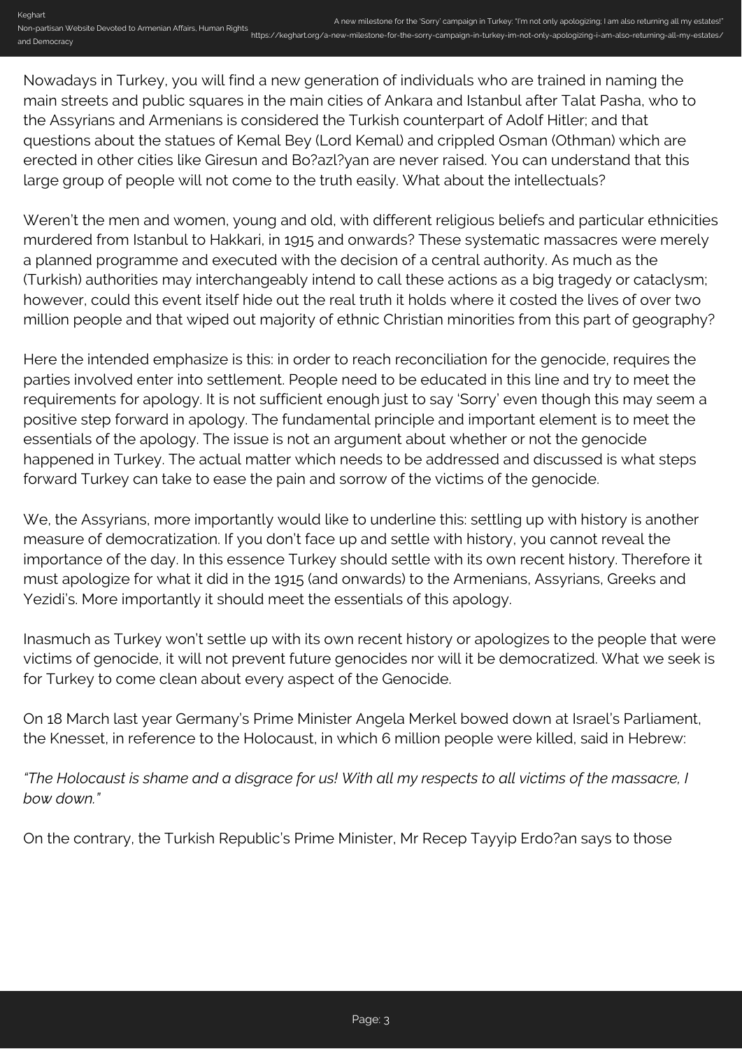Nowadays in Turkey, you will find a new generation of individuals who are trained in naming the main streets and public squares in the main cities of Ankara and Istanbul after Talat Pasha, who to the Assyrians and Armenians is considered the Turkish counterpart of Adolf Hitler; and that questions about the statues of Kemal Bey (Lord Kemal) and crippled Osman (Othman) which are erected in other cities like Giresun and Bo?azl?yan are never raised. You can understand that this large group of people will not come to the truth easily. What about the intellectuals?

Weren't the men and women, young and old, with different religious beliefs and particular ethnicities murdered from Istanbul to Hakkari, in 1915 and onwards? These systematic massacres were merely a planned programme and executed with the decision of a central authority. As much as the (Turkish) authorities may interchangeably intend to call these actions as a big tragedy or cataclysm; however, could this event itself hide out the real truth it holds where it costed the lives of over two million people and that wiped out majority of ethnic Christian minorities from this part of geography?

Here the intended emphasize is this: in order to reach reconciliation for the genocide, requires the parties involved enter into settlement. People need to be educated in this line and try to meet the requirements for apology. It is not sufficient enough just to say 'Sorry' even though this may seem a positive step forward in apology. The fundamental principle and important element is to meet the essentials of the apology. The issue is not an argument about whether or not the genocide happened in Turkey. The actual matter which needs to be addressed and discussed is what steps forward Turkey can take to ease the pain and sorrow of the victims of the genocide.

We, the Assyrians, more importantly would like to underline this: settling up with history is another measure of democratization. If you don't face up and settle with history, you cannot reveal the importance of the day. In this essence Turkey should settle with its own recent history. Therefore it must apologize for what it did in the 1915 (and onwards) to the Armenians, Assyrians, Greeks and Yezidi's. More importantly it should meet the essentials of this apology.

Inasmuch as Turkey won't settle up with its own recent history or apologizes to the people that were victims of genocide, it will not prevent future genocides nor will it be democratized. What we seek is for Turkey to come clean about every aspect of the Genocide.

On 18 March last year Germany's Prime Minister Angela Merkel bowed down at Israel's Parliament, the Knesset, in reference to the Holocaust, in which 6 million people were killed, said in Hebrew:

*"The Holocaust is shame and a disgrace for us! With all my respects to all victims of the massacre, I bow down."*

On the contrary, the Turkish Republic's Prime Minister, Mr Recep Tayyip Erdo?an says to those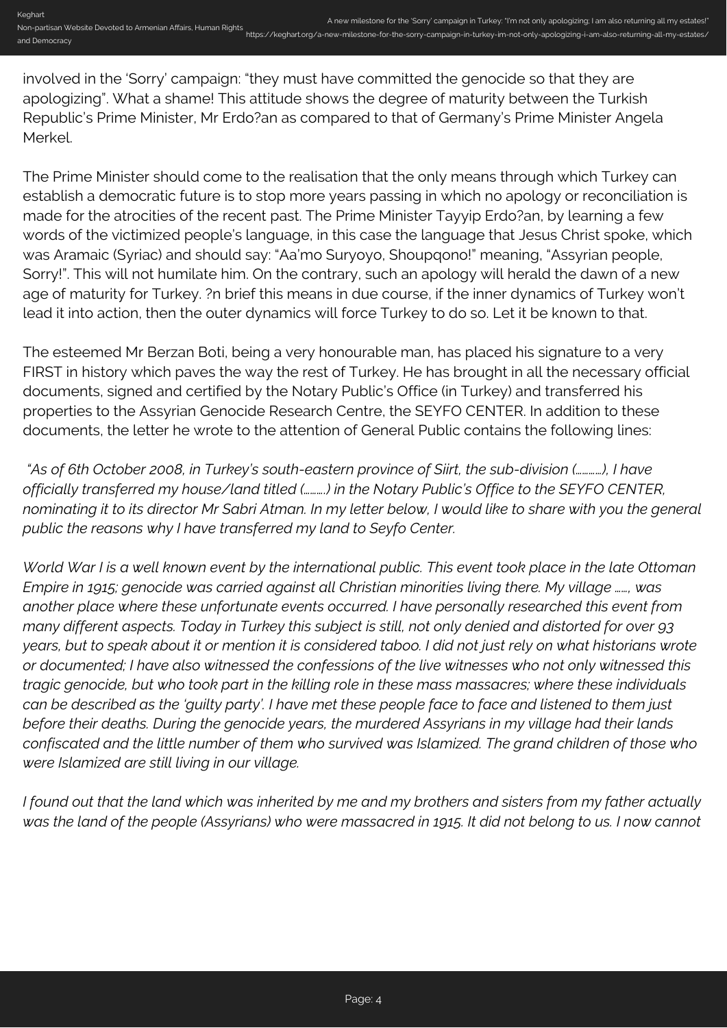involved in the 'Sorry' campaign: "they must have committed the genocide so that they are apologizing". What a shame! This attitude shows the degree of maturity between the Turkish Republic's Prime Minister, Mr Erdo?an as compared to that of Germany's Prime Minister Angela Merkel.

The Prime Minister should come to the realisation that the only means through which Turkey can establish a democratic future is to stop more years passing in which no apology or reconciliation is made for the atrocities of the recent past. The Prime Minister Tayyip Erdo?an, by learning a few words of the victimized people's language, in this case the language that Jesus Christ spoke, which was Aramaic (Syriac) and should say: "Aa'mo Suryoyo, Shoupqono!" meaning, "Assyrian people, Sorry!". This will not humilate him. On the contrary, such an apology will herald the dawn of a new age of maturity for Turkey. ?n brief this means in due course, if the inner dynamics of Turkey won't lead it into action, then the outer dynamics will force Turkey to do so. Let it be known to that.

The esteemed Mr Berzan Boti, being a very honourable man, has placed his signature to a very FIRST in history which paves the way the rest of Turkey. He has brought in all the necessary official documents, signed and certified by the Notary Public's Office (in Turkey) and transferred his properties to the Assyrian Genocide Research Centre, the SEYFO CENTER. In addition to these documents, the letter he wrote to the attention of General Public contains the following lines:

*"As of 6th October 2008, in Turkey's south-eastern province of Siirt, the sub-division (…………), I have officially transferred my house/land titled (………) in the Notary Public's Office to the SEYFO CENTER, nominating it to its director Mr Sabri Atman. In my letter below, I would like to share with you the general public the reasons why I have transferred my land to Seyfo Center.*

*World War I is a well known event by the international public. This event took place in the late Ottoman Empire in 1915; genocide was carried against all Christian minorities living there. My village ……, was another place where these unfortunate events occurred. I have personally researched this event from many different aspects. Today in Turkey this subject is still, not only denied and distorted for over 93 years, but to speak about it or mention it is considered taboo. I did not just rely on what historians wrote or documented; I have also witnessed the confessions of the live witnesses who not only witnessed this tragic genocide, but who took part in the killing role in these mass massacres; where these individuals can be described as the 'guilty party'. I have met these people face to face and listened to them just before their deaths. During the genocide years, the murdered Assyrians in my village had their lands confiscated and the little number of them who survived was Islamized. The grand children of those who were Islamized are still living in our village.*

*I found out that the land which was inherited by me and my brothers and sisters from my father actually was the land of the people (Assyrians) who were massacred in 1915. It did not belong to us. I now cannot*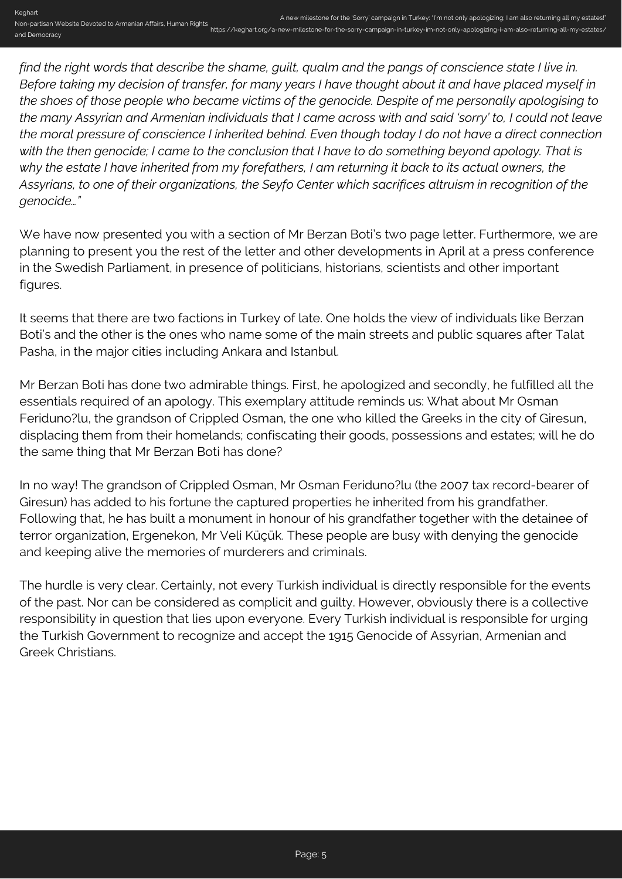*find the right words that describe the shame, guilt, qualm and the pangs of conscience state I live in. Before taking my decision of transfer, for many years I have thought about it and have placed myself in the shoes of those people who became victims of the genocide. Despite of me personally apologising to the many Assyrian and Armenian individuals that I came across with and said 'sorry' to, I could not leave the moral pressure of conscience I inherited behind. Even though today I do not have a direct connection with the then genocide; I came to the conclusion that I have to do something beyond apology. That is why the estate I have inherited from my forefathers, I am returning it back to its actual owners, the Assyrians, to one of their organizations, the Seyfo Center which sacrifices altruism in recognition of the genocide…"*

We have now presented you with a section of Mr Berzan Boti's two page letter. Furthermore, we are planning to present you the rest of the letter and other developments in April at a press conference in the Swedish Parliament, in presence of politicians, historians, scientists and other important figures.

It seems that there are two factions in Turkey of late. One holds the view of individuals like Berzan Boti's and the other is the ones who name some of the main streets and public squares after Talat Pasha, in the major cities including Ankara and Istanbul.

Mr Berzan Boti has done two admirable things. First, he apologized and secondly, he fulfilled all the essentials required of an apology. This exemplary attitude reminds us: What about Mr Osman Feriduno?lu, the grandson of Crippled Osman, the one who killed the Greeks in the city of Giresun, displacing them from their homelands; confiscating their goods, possessions and estates; will he do the same thing that Mr Berzan Boti has done?

In no way! The grandson of Crippled Osman, Mr Osman Feriduno?lu (the 2007 tax record-bearer of Giresun) has added to his fortune the captured properties he inherited from his grandfather. Following that, he has built a monument in honour of his grandfather together with the detainee of terror organization, Ergenekon, Mr Veli Küçük. These people are busy with denying the genocide and keeping alive the memories of murderers and criminals.

The hurdle is very clear. Certainly, not every Turkish individual is directly responsible for the events of the past. Nor can be considered as complicit and guilty. However, obviously there is a collective responsibility in question that lies upon everyone. Every Turkish individual is responsible for urging the Turkish Government to recognize and accept the 1915 Genocide of Assyrian, Armenian and Greek Christians.